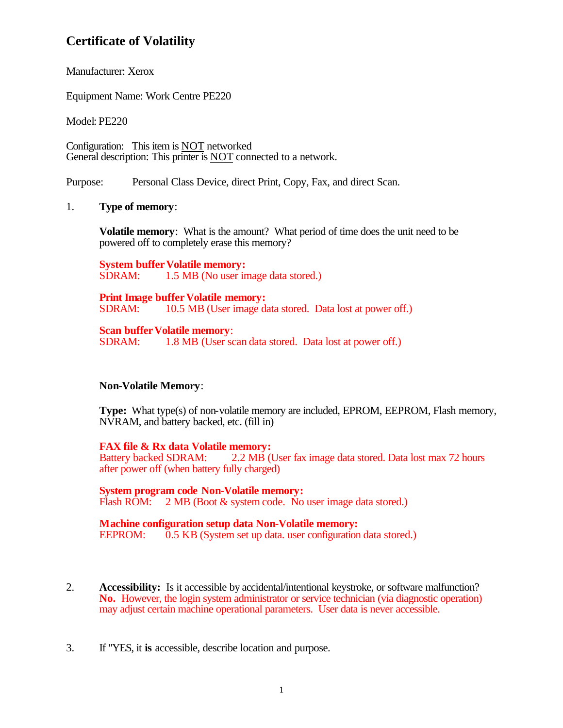# Certificate of Volatility

Manufacturer: Xerox

Equipment Name: Work Centre PE220

Model: PE220

Configuration: This item is <u>NOT</u> networked
General description: This printer is <u>NOT</u> connected to a network.

Purpose: Personal Class Device, direct Print, Copy, Fax, and direct Scan.

1. **Type of memory**:

   **Volatile memory**: What is the amount? What period of time does the unit need to be powered off to completely erase this memory?

   **System buffer Volatile memory:**
   SDRAM: 1.5 MB (No user image data stored.)

   **Print Image buffer Volatile memory:**
   SDRAM: 10.5 MB (User image data stored. Data lost at power off.)

   **Scan buffer Volatile memory**:
   SDRAM: 1.8 MB (User scan data stored. Data lost at power off.)

   **Non-Volatile Memory**:

   **Type:** What type(s) of non-volatile memory are included, EPROM, EEPROM, Flash memory, NVRAM, and battery backed, etc. (fill in)

   **FAX file & Rx data Volatile memory:**
   Battery backed SDRAM: 2.2 MB (User fax image data stored. Data lost max 72 hours after power off (when battery fully charged)

   **System program code Non-Volatile memory:**
   Flash ROM: 2 MB (Boot & system code. No user image data stored.)

   **Machine configuration setup data Non-Volatile memory:**
   EEPROM: 0.5 KB (System set up data. user configuration data stored.)

2. **Accessibility:** Is it accessible by accidental/intentional keystroke, or software malfunction?
   **No.** However, the login system administrator or service technician (via diagnostic operation) may adjust certain machine operational parameters. User data is never accessible.

3. If "YES, it **is** accessible, describe location and purpose.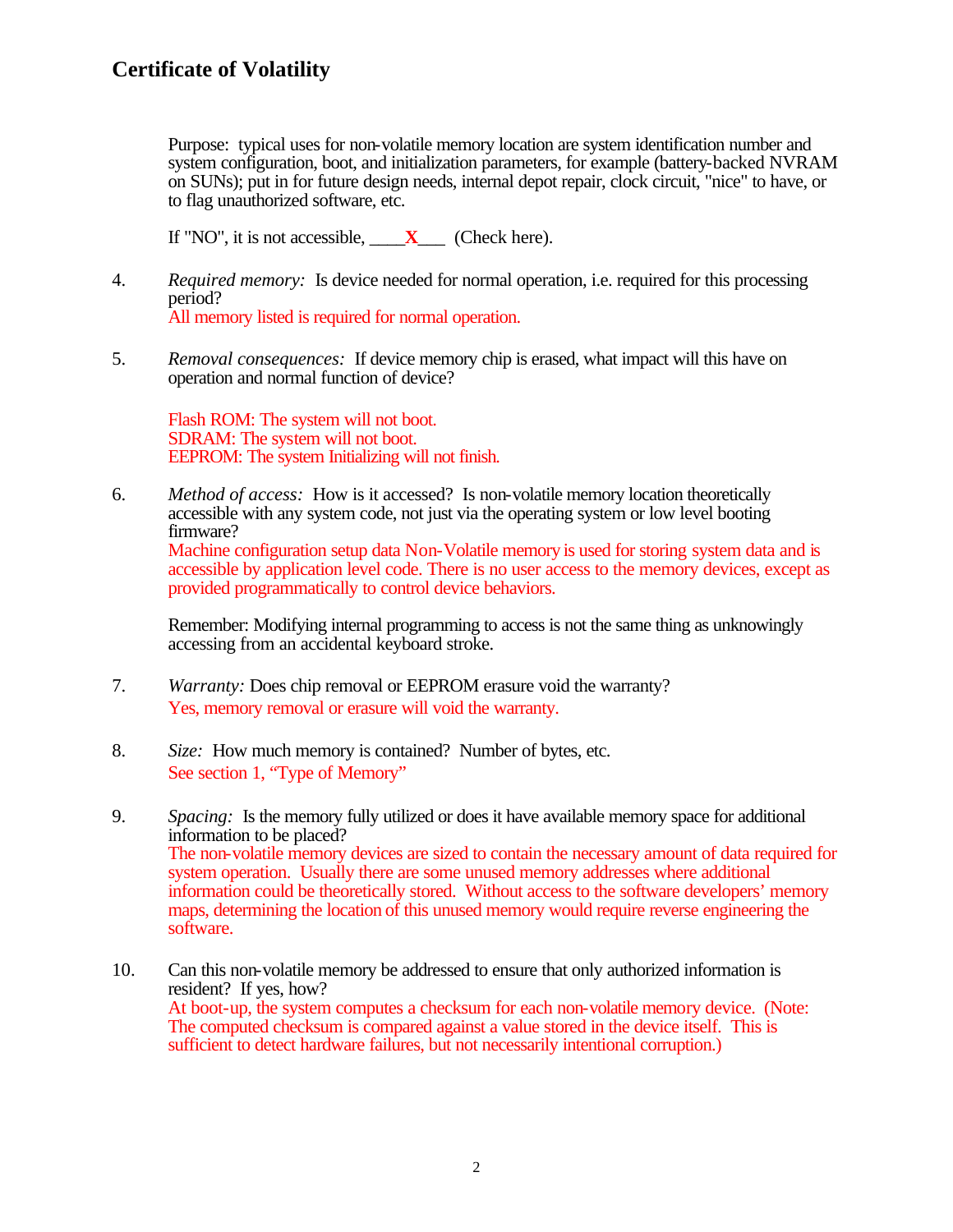## Certificate of Volatility

Purpose: typical uses for non-volatile memory location are system identification number and system configuration, boot, and initialization parameters, for example (battery-backed NVRAM on SUNs); put in for future design needs, internal depot repair, clock circuit, "nice" to have, or to flag unauthorized software, etc.

If "NO", it is not accessible, \_\_\_\_X\_\_\_ (Check here).

4. *Required memory:* Is device needed for normal operation, i.e. required for this processing period?
   All memory listed is required for normal operation.

5. *Removal consequences:* If device memory chip is erased, what impact will this have on operation and normal function of device?

   Flash ROM: The system will not boot.
   SDRAM: The system will not boot.
   EEPROM: The system Initializing will not finish.

6. *Method of access:* How is it accessed? Is non-volatile memory location theoretically accessible with any system code, not just via the operating system or low level booting firmware?
   Machine configuration setup data Non-Volatile memory is used for storing system data and is accessible by application level code. There is no user access to the memory devices, except as provided programmatically to control device behaviors.

   Remember: Modifying internal programming to access is not the same thing as unknowingly accessing from an accidental keyboard stroke.

7. *Warranty:* Does chip removal or EEPROM erasure void the warranty?
   Yes, memory removal or erasure will void the warranty.

8. *Size:* How much memory is contained? Number of bytes, etc.
   See section 1, "Type of Memory"

9. *Spacing:* Is the memory fully utilized or does it have available memory space for additional information to be placed?
   The non-volatile memory devices are sized to contain the necessary amount of data required for system operation. Usually there are some unused memory addresses where additional information could be theoretically stored. Without access to the software developers' memory maps, determining the location of this unused memory would require reverse engineering the software.

10. Can this non-volatile memory be addressed to ensure that only authorized information is resident? If yes, how?
    At boot-up, the system computes a checksum for each non-volatile memory device. (Note: The computed checksum is compared against a value stored in the device itself. This is sufficient to detect hardware failures, but not necessarily intentional corruption.)